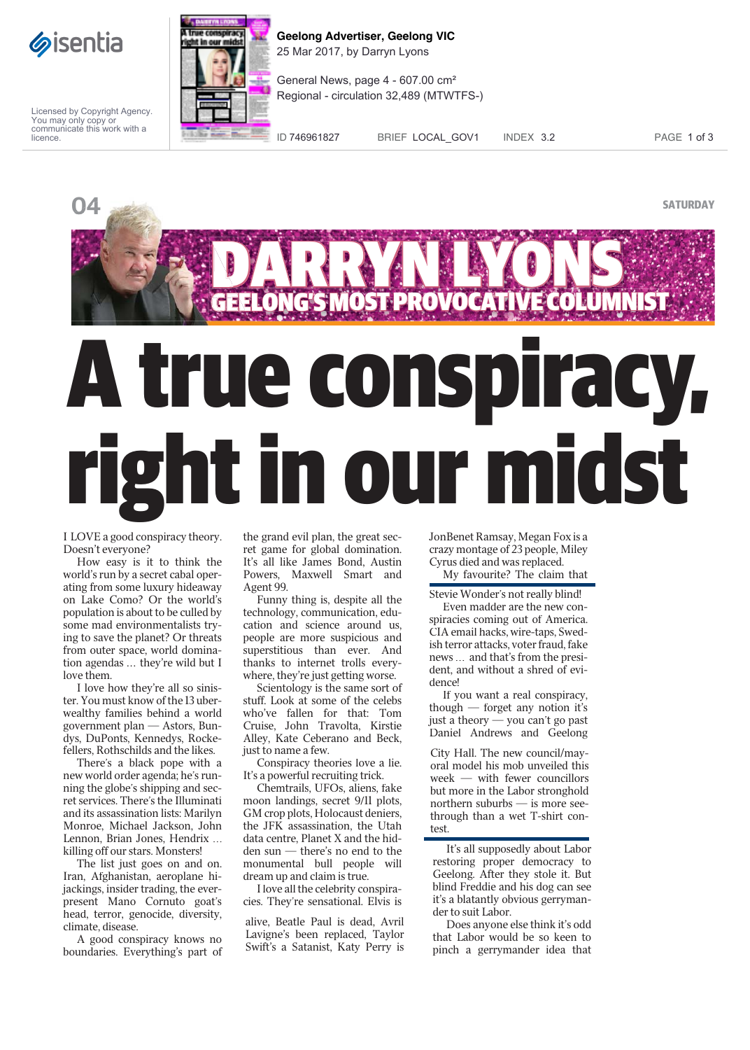Geelong Advertiser, Geelong VIC
25 Mar 2017, by Darryn Lyons

General News, page 4 - 607.00 cm²
Regional - circulation 32,489 (MTWTFS-)

ID 746961827 BRIEF LOCAL_GOV1 INDEX 3.2

Licensed by Copyright Agency. You may only copy or communicate this work with a licence.

SATURDAY

## DARRYN LYONS
### GEELONG'S MOST PROVOCATIVE COLUMNIST

# A true conspiracy, right in our midst

I LOVE a good conspiracy theory. Doesn't everyone?

How easy is it to think the world's run by a secret cabal operating from some luxury hideaway on Lake Como? Or the world's population is about to be culled by some mad environmentalists trying to save the planet? Or threats from outer space, world domination agendas … they're wild but I love them.

I love how they're all so sinister. You must know of the 13 uber-wealthy families behind a world government plan — Astors, Bundys, DuPonts, Kennedys, Rockefellers, Rothschilds and the likes.

There's a black pope with a new world order agenda; he's running the globe's shipping and secret services. There's the Illuminati and its assassination lists: Marilyn Monroe, Michael Jackson, John Lennon, Brian Jones, Hendrix … killing off our stars. Monsters!

The list just goes on and on. Iran, Afghanistan, aeroplane hijackings, insider trading, the ever-present Mano Cornuto goat's head, terror, genocide, diversity, climate, disease.

A good conspiracy knows no boundaries. Everything's part of the grand evil plan, the great secret game for global domination. It's all like James Bond, Austin Powers, Maxwell Smart and Agent 99.

Funny thing is, despite all the technology, communication, education and science around us, people are more suspicious and superstitious than ever. And thanks to internet trolls everywhere, they're just getting worse.

Scientology is the same sort of stuff. Look at some of the celebs who've fallen for that: Tom Cruise, John Travolta, Kirstie Alley, Kate Ceberano and Beck, just to name a few.

Conspiracy theories love a lie. It's a powerful recruiting trick.

Chemtrails, UFOs, aliens, fake moon landings, secret 9/11 plots, GM crop plots, Holocaust deniers, the JFK assassination, the Utah data centre, Planet X and the hidden sun — there's no end to the monumental bull people will dream up and claim is true.

I love all the celebrity conspiracies. They're sensational. Elvis is alive, Beatle Paul is dead, Avril Lavigne's been replaced, Taylor Swift's a Satanist, Katy Perry is JonBenet Ramsay, Megan Fox is a crazy montage of 23 people, Miley Cyrus died and was replaced.

My favourite? The claim that Stevie Wonder's not really blind!

Even madder are the new conspiracies coming out of America. CIA email hacks, wire-taps, Swedish terror attacks, voter fraud, fake news … and that's from the president, and without a shred of evidence!

If you want a real conspiracy, though — forget any notion it's just a theory — you can't go past Daniel Andrews and Geelong City Hall. The new council/mayoral model his mob unveiled this week — with fewer councillors but more in the Labor stronghold northern suburbs — is more see-through than a wet T-shirt contest.

It's all supposedly about Labor restoring proper democracy to Geelong. After they stole it. But blind Freddie and his dog can see it's a blatantly obvious gerrymander to suit Labor.

Does anyone else think it's odd that Labor would be so keen to pinch a gerrymander idea that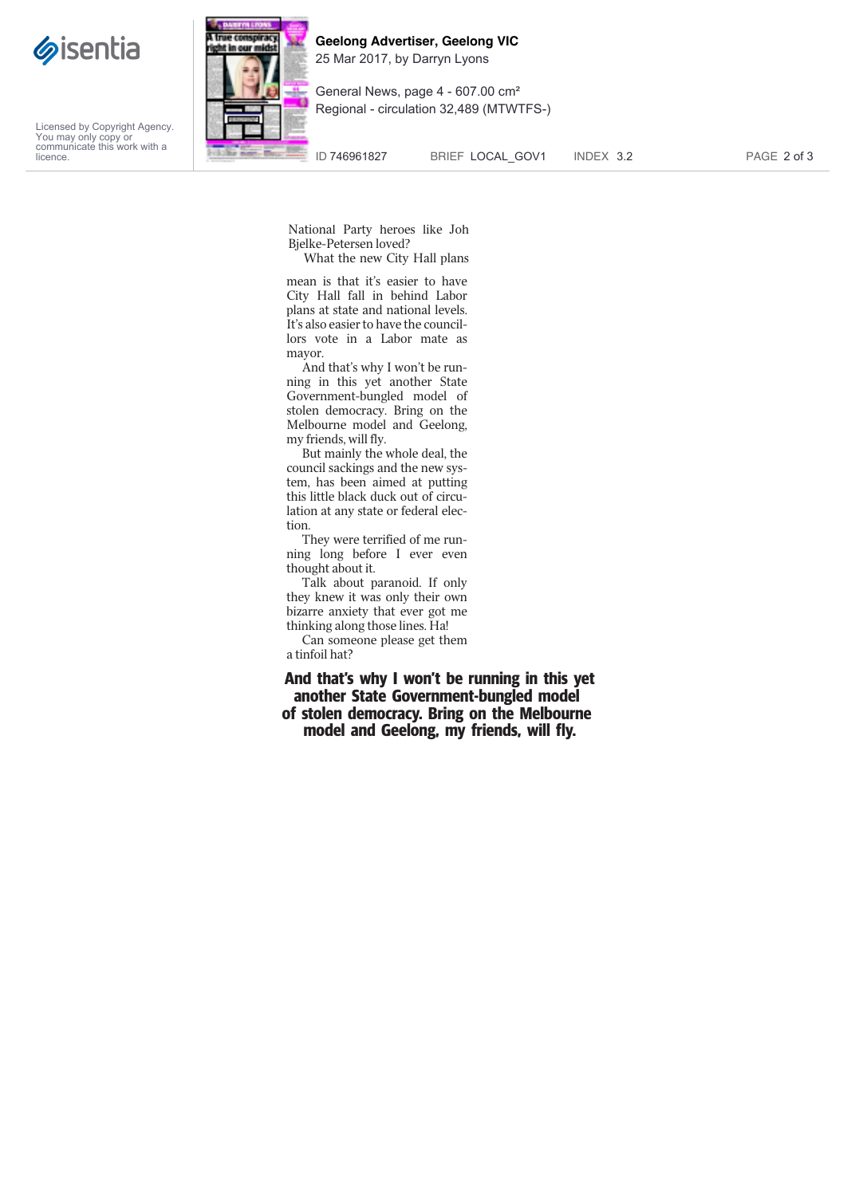National Party heroes like Joh Bjelke-Petersen loved?

What the new City Hall plans mean is that it's easier to have City Hall fall in behind Labor plans at state and national levels. It's also easier to have the councillors vote in a Labor mate as mayor.

And that's why I won't be running in this yet another State Government-bungled model of stolen democracy. Bring on the Melbourne model and Geelong, my friends, will fly.

But mainly the whole deal, the council sackings and the new system, has been aimed at putting this little black duck out of circulation at any state or federal election.

They were terrified of me running long before I ever even thought about it.

Talk about paranoid. If only they knew it was only their own bizarre anxiety that ever got me thinking along those lines. Ha!

Can someone please get them a tinfoil hat?

**And that's why I won't be running in this yet another State Government-bungled model of stolen democracy. Bring on the Melbourne model and Geelong, my friends, will fly.**